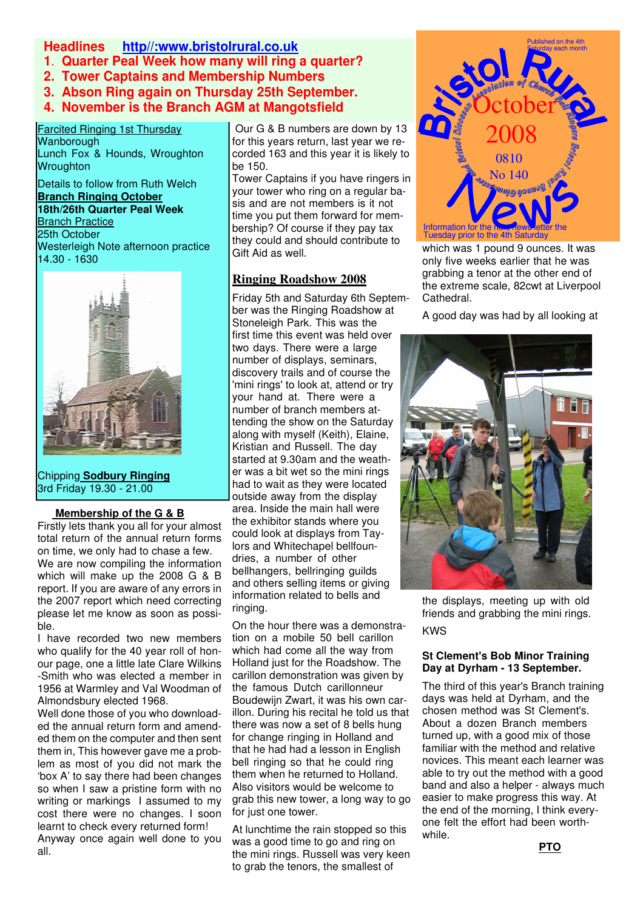**Headlines** http//:www.bristolrural.co.uk

1. Quarter Peal Week how many will ring a quarter?
2. Tower Captains and Membership Numbers
3. Abson Ring again on Thursday 25th September.
4. November is the Branch AGM at Mangotsfield

Bristol Rural News

Bristol Diocesan Association of Church Bell Ringers Bristol Rural and Bristol and Gloucester Branch

October 2008

0810

No 140

Published on the 4th Saturday each month

Information for the next newsletter the Tuesday prior to the 4th Saturday

Farcited Ringing 1st Thursday
Wanborough
Lunch Fox & Hounds, Wroughton
Wroughton

Details to follow from Ruth Welch

**Branch Ringing October**
**18th/26th Quarter Peal Week**

Branch Practice
25th October
Westerleigh Note afternoon practice
14.30 - 1630

Chipping **Sodbury Ringing**
3rd Friday 19.30 - 21.00

## Membership of the G & B

Firstly lets thank you all for your almost total return of the annual return forms on time, we only had to chase a few. We are now compiling the information which will make up the 2008 G & B report. If you are aware of any errors in the 2007 report which need correcting please let me know as soon as possible.

I have recorded two new members who qualify for the 40 year roll of honour page, one a little late Clare Wilkins-Smith who was elected a member in 1956 at Warmley and Val Woodman of Almondsbury elected 1968.

Well done those of you who downloaded the annual return form and amended them on the computer and then sent them in, This however gave me a problem as most of you did not mark the 'box A' to say there had been changes so when I saw a pristine form with no writing or markings I assumed to my cost there were no changes. I soon learnt to check every returned form! Anyway once again well done to you all.

Our G & B numbers are down by 13 for this years return, last year we recorded 163 and this year it is likely to be 150.

Tower Captains if you have ringers in your tower who ring on a regular basis and are not members is it not time you put them forward for membership? Of course if they pay tax they could and should contribute to Gift Aid as well.

## Ringing Roadshow 2008

Friday 5th and Saturday 6th September was the Ringing Roadshow at Stoneleigh Park. This was the first time this event was held over two days. There were a large number of displays, seminars, discovery trails and of course the 'mini rings' to look at, attend or try your hand at. There were a number of branch members attending the show on the Saturday along with myself (Keith), Elaine, Kristian and Russell. The day started at 9.30am and the weather was a bit wet so the mini rings had to wait as they were located outside away from the display area. Inside the main hall were the exhibitor stands where you could look at displays from Taylors and Whitechapel bellfoundries, a number of other bellhangers, bellringing guilds and others selling items or giving information related to bells and ringing.

On the hour there was a demonstration on a mobile 50 bell carillon which had come all the way from Holland just for the Roadshow. The carillon demonstration was given by the famous Dutch carillonneur Boudewijn Zwart, it was his own carillon. During his recital he told us that there was now a set of 8 bells hung for change ringing in Holland and that he had had a lesson in English bell ringing so that he could ring them when he returned to Holland. Also visitors would be welcome to grab this new tower, a long way to go for just one tower.

At lunchtime the rain stopped so this was a good time to go and ring on the mini rings. Russell was very keen to grab the tenors, the smallest of which was 1 pound 9 ounces. It was only five weeks earlier that he was grabbing a tenor at the other end of the extreme scale, 82cwt at Liverpool Cathedral.

A good day was had by all looking at the displays, meeting up with old friends and grabbing the mini rings.

KWS

### St Clement's Bob Minor Training Day at Dyrham - 13 September.

The third of this year's Branch training days was held at Dyrham, and the chosen method was St Clement's. About a dozen Branch members turned up, with a good mix of those familiar with the method and relative novices. This meant each learner was able to try out the method with a good band and also a helper - always much easier to make progress this way. At the end of the morning, I think everyone felt the effort had been worthwhile.

**PTO**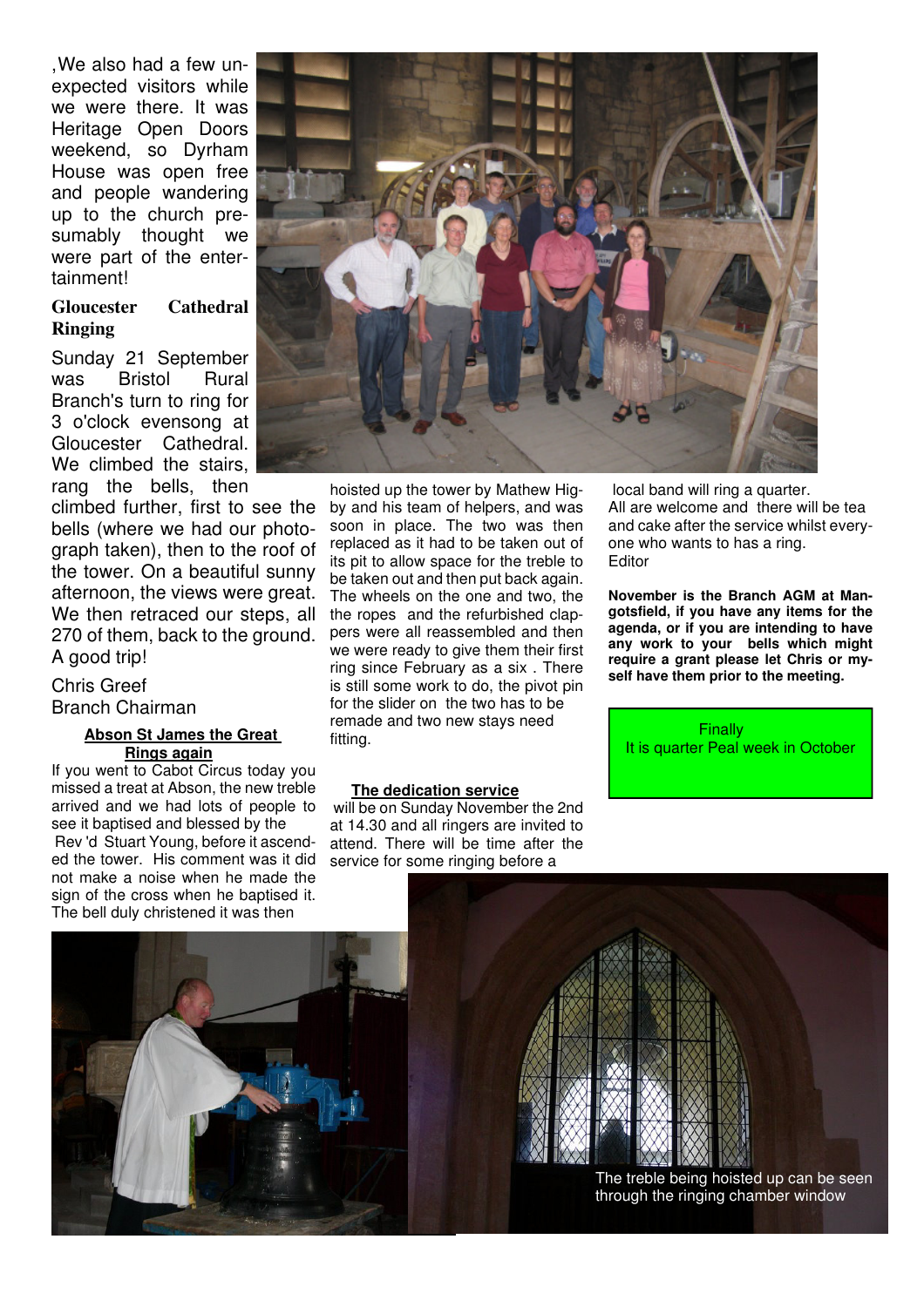,We also had a few unexpected visitors while we were there. It was Heritage Open Doors weekend, so Dyrham House was open free and people wandering up to the church presumably thought we were part of the entertainment!

### Gloucester Cathedral Ringing

Sunday 21 September was Bristol Rural Branch's turn to ring for 3 o'clock evensong at Gloucester Cathedral. We climbed the stairs, rang the bells, then climbed further, first to see the bells (where we had our photograph taken), then to the roof of the tower. On a beautiful sunny afternoon, the views were great. We then retraced our steps, all 270 of them, back to the ground. A good trip!

Chris Greef
Branch Chairman

### Abson St James the Great Rings again

If you went to Cabot Circus today you missed a treat at Abson, the new treble arrived and we had lots of people to see it baptised and blessed by the Rev 'd Stuart Young, before it ascended the tower. His comment was it did not make a noise when he made the sign of the cross when he baptised it. The bell duly christened it was then hoisted up the tower by Mathew Higby and his team of helpers, and was soon in place. The two was then replaced as it had to be taken out of its pit to allow space for the treble to be taken out and then put back again. The wheels on the one and two, the the ropes and the refurbished clappers were all reassembled and then we were ready to give them their first ring since February as a six . There is still some work to do, the pivot pin for the slider on the two has to be remade and two new stays need fitting.

### The dedication service

will be on Sunday November the 2nd at 14.30 and all ringers are invited to attend. There will be time after the service for some ringing before a local band will ring a quarter.
All are welcome and there will be tea and cake after the service whilst everyone who wants to has a ring.
Editor

**November is the Branch AGM at Mangotsfield, if you have any items for the agenda, or if you are intending to have any work to your bells which might require a grant please let Chris or myself have them prior to the meeting.**

Finally
It is quarter Peal week in October

The treble being hoisted up can be seen through the ringing chamber window